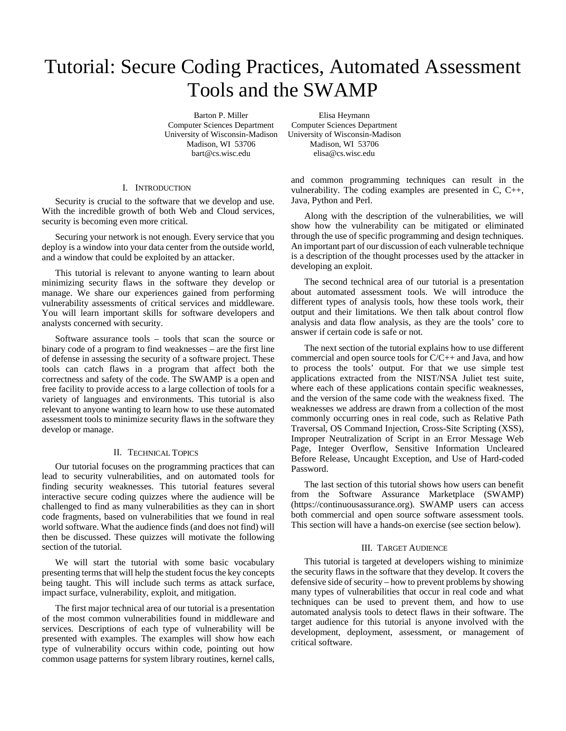# Tutorial: Secure Coding Practices, Automated Assessment Tools and the SWAMP

Barton P. Miller
Computer Sciences Department
University of Wisconsin-Madison
Madison, WI 53706
bart@cs.wisc.edu

Elisa Heymann
Computer Sciences Department
University of Wisconsin-Madison
Madison, WI 53706
elisa@cs.wisc.edu

## I. Introduction

Security is crucial to the software that we develop and use. With the incredible growth of both Web and Cloud services, security is becoming even more critical.

Securing your network is not enough. Every service that you deploy is a window into your data center from the outside world, and a window that could be exploited by an attacker.

This tutorial is relevant to anyone wanting to learn about minimizing security flaws in the software they develop or manage. We share our experiences gained from performing vulnerability assessments of critical services and middleware. You will learn important skills for software developers and analysts concerned with security.

Software assurance tools – tools that scan the source or binary code of a program to find weaknesses – are the first line of defense in assessing the security of a software project. These tools can catch flaws in a program that affect both the correctness and safety of the code. The SWAMP is a open and free facility to provide access to a large collection of tools for a variety of languages and environments. This tutorial is also relevant to anyone wanting to learn how to use these automated assessment tools to minimize security flaws in the software they develop or manage.

## II. Technical Topics

Our tutorial focuses on the programming practices that can lead to security vulnerabilities, and on automated tools for finding security weaknesses. This tutorial features several interactive secure coding quizzes where the audience will be challenged to find as many vulnerabilities as they can in short code fragments, based on vulnerabilities that we found in real world software. What the audience finds (and does not find) will then be discussed. These quizzes will motivate the following section of the tutorial.

We will start the tutorial with some basic vocabulary presenting terms that will help the student focus the key concepts being taught. This will include such terms as attack surface, impact surface, vulnerability, exploit, and mitigation.

The first major technical area of our tutorial is a presentation of the most common vulnerabilities found in middleware and services. Descriptions of each type of vulnerability will be presented with examples. The examples will show how each type of vulnerability occurs within code, pointing out how common usage patterns for system library routines, kernel calls, and common programming techniques can result in the vulnerability. The coding examples are presented in C, C++, Java, Python and Perl.

Along with the description of the vulnerabilities, we will show how the vulnerability can be mitigated or eliminated through the use of specific programming and design techniques. An important part of our discussion of each vulnerable technique is a description of the thought processes used by the attacker in developing an exploit.

The second technical area of our tutorial is a presentation about automated assessment tools. We will introduce the different types of analysis tools, how these tools work, their output and their limitations. We then talk about control flow analysis and data flow analysis, as they are the tools' core to answer if certain code is safe or not.

The next section of the tutorial explains how to use different commercial and open source tools for C/C++ and Java, and how to process the tools' output. For that we use simple test applications extracted from the NIST/NSA Juliet test suite, where each of these applications contain specific weaknesses, and the version of the same code with the weakness fixed. The weaknesses we address are drawn from a collection of the most commonly occurring ones in real code, such as Relative Path Traversal, OS Command Injection, Cross-Site Scripting (XSS), Improper Neutralization of Script in an Error Message Web Page, Integer Overflow, Sensitive Information Uncleared Before Release, Uncaught Exception, and Use of Hard-coded Password.

The last section of this tutorial shows how users can benefit from the Software Assurance Marketplace (SWAMP) (https://continuousassurance.org). SWAMP users can access both commercial and open source software assessment tools. This section will have a hands-on exercise (see section below).

## III. Target Audience

This tutorial is targeted at developers wishing to minimize the security flaws in the software that they develop. It covers the defensive side of security – how to prevent problems by showing many types of vulnerabilities that occur in real code and what techniques can be used to prevent them, and how to use automated analysis tools to detect flaws in their software. The target audience for this tutorial is anyone involved with the development, deployment, assessment, or management of critical software.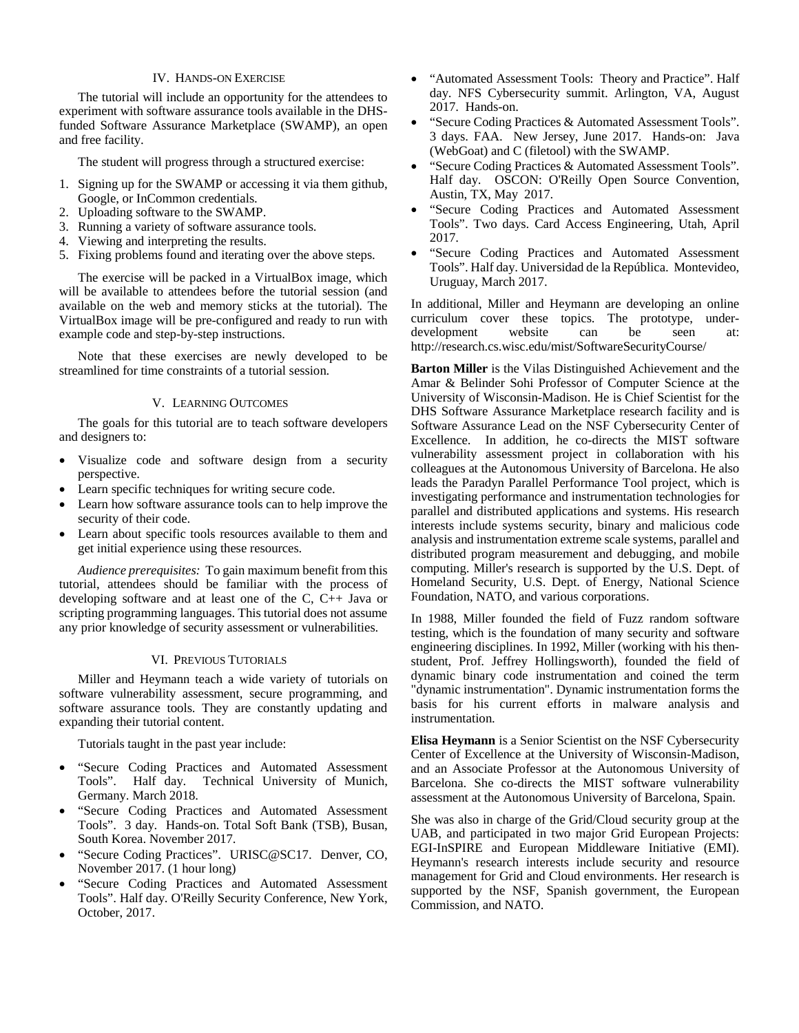## IV. Hands-on Exercise

The tutorial will include an opportunity for the attendees to experiment with software assurance tools available in the DHS-funded Software Assurance Marketplace (SWAMP), an open and free facility.

The student will progress through a structured exercise:

1. Signing up for the SWAMP or accessing it via them github, Google, or InCommon credentials.
2. Uploading software to the SWAMP.
3. Running a variety of software assurance tools.
4. Viewing and interpreting the results.
5. Fixing problems found and iterating over the above steps.

The exercise will be packed in a VirtualBox image, which will be available to attendees before the tutorial session (and available on the web and memory sticks at the tutorial). The VirtualBox image will be pre-configured and ready to run with example code and step-by-step instructions.

Note that these exercises are newly developed to be streamlined for time constraints of a tutorial session.

## V. Learning Outcomes

The goals for this tutorial are to teach software developers and designers to:

- Visualize code and software design from a security perspective.
- Learn specific techniques for writing secure code.
- Learn how software assurance tools can to help improve the security of their code.
- Learn about specific tools resources available to them and get initial experience using these resources.

*Audience prerequisites:* To gain maximum benefit from this tutorial, attendees should be familiar with the process of developing software and at least one of the C, C++ Java or scripting programming languages. This tutorial does not assume any prior knowledge of security assessment or vulnerabilities.

## VI. Previous Tutorials

Miller and Heymann teach a wide variety of tutorials on software vulnerability assessment, secure programming, and software assurance tools. They are constantly updating and expanding their tutorial content.

Tutorials taught in the past year include:

- "Secure Coding Practices and Automated Assessment Tools". Half day. Technical University of Munich, Germany. March 2018.
- "Secure Coding Practices and Automated Assessment Tools". 3 day. Hands-on. Total Soft Bank (TSB), Busan, South Korea. November 2017.
- "Secure Coding Practices". URISC@SC17. Denver, CO, November 2017. (1 hour long)
- "Secure Coding Practices and Automated Assessment Tools". Half day. O'Reilly Security Conference, New York, October, 2017.
- "Automated Assessment Tools: Theory and Practice". Half day. NFS Cybersecurity summit. Arlington, VA, August 2017. Hands-on.
- "Secure Coding Practices & Automated Assessment Tools". 3 days. FAA. New Jersey, June 2017. Hands-on: Java (WebGoat) and C (filetool) with the SWAMP.
- "Secure Coding Practices & Automated Assessment Tools". Half day. OSCON: O'Reilly Open Source Convention, Austin, TX, May 2017.
- "Secure Coding Practices and Automated Assessment Tools". Two days. Card Access Engineering, Utah, April 2017.
- "Secure Coding Practices and Automated Assessment Tools". Half day. Universidad de la República. Montevideo, Uruguay, March 2017.

In additional, Miller and Heymann are developing an online curriculum cover these topics. The prototype, under-development website can be seen at: http://research.cs.wisc.edu/mist/SoftwareSecurityCourse/

**Barton Miller** is the Vilas Distinguished Achievement and the Amar & Belinder Sohi Professor of Computer Science at the University of Wisconsin-Madison. He is Chief Scientist for the DHS Software Assurance Marketplace research facility and is Software Assurance Lead on the NSF Cybersecurity Center of Excellence. In addition, he co-directs the MIST software vulnerability assessment project in collaboration with his colleagues at the Autonomous University of Barcelona. He also leads the Paradyn Parallel Performance Tool project, which is investigating performance and instrumentation technologies for parallel and distributed applications and systems. His research interests include systems security, binary and malicious code analysis and instrumentation extreme scale systems, parallel and distributed program measurement and debugging, and mobile computing. Miller's research is supported by the U.S. Dept. of Homeland Security, U.S. Dept. of Energy, National Science Foundation, NATO, and various corporations.

In 1988, Miller founded the field of Fuzz random software testing, which is the foundation of many security and software engineering disciplines. In 1992, Miller (working with his then-student, Prof. Jeffrey Hollingsworth), founded the field of dynamic binary code instrumentation and coined the term "dynamic instrumentation". Dynamic instrumentation forms the basis for his current efforts in malware analysis and instrumentation.

**Elisa Heymann** is a Senior Scientist on the NSF Cybersecurity Center of Excellence at the University of Wisconsin-Madison, and an Associate Professor at the Autonomous University of Barcelona. She co-directs the MIST software vulnerability assessment at the Autonomous University of Barcelona, Spain.

She was also in charge of the Grid/Cloud security group at the UAB, and participated in two major Grid European Projects: EGI-InSPIRE and European Middleware Initiative (EMI). Heymann's research interests include security and resource management for Grid and Cloud environments. Her research is supported by the NSF, Spanish government, the European Commission, and NATO.